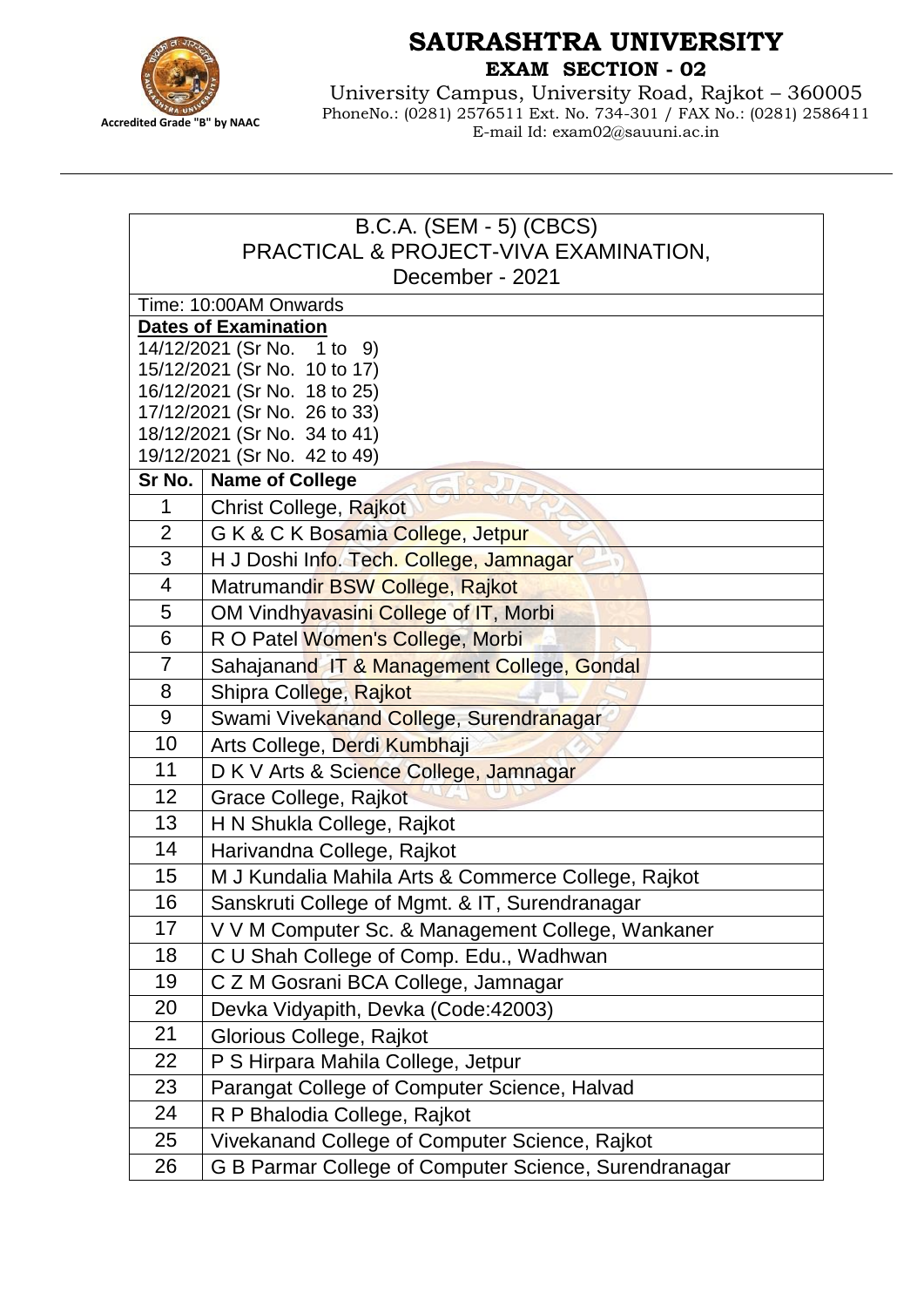# SAURASHTRA UNIVERSITY

**EXAM SECTION - 02**

University Campus, University Road, Rajkot – 360005
PhoneNo.: (0281) 2576511 Ext. No. 734-301 / FAX No.: (0281) 2586411
E-mail Id: exam02@sauuni.ac.in

Accredited Grade "B" by NAAC

---

## B.C.A. (SEM - 5) (CBCS) PRACTICAL & PROJECT-VIVA EXAMINATION, December - 2021

Time: 10:00AM Onwards

**Dates of Examination**

14/12/2021 (Sr No. 1 to 9)
15/12/2021 (Sr No. 10 to 17)
16/12/2021 (Sr No. 18 to 25)
17/12/2021 (Sr No. 26 to 33)
18/12/2021 (Sr No. 34 to 41)
19/12/2021 (Sr No. 42 to 49)

| Sr No. | Name of College |
|---|---|
| 1 | Christ College, Rajkot |
| 2 | G K & C K Bosamia College, Jetpur |
| 3 | H J Doshi Info. Tech. College, Jamnagar |
| 4 | Matrumandir BSW College, Rajkot |
| 5 | OM Vindhyavasini College of IT, Morbi |
| 6 | R O Patel Women's College, Morbi |
| 7 | Sahajanand IT & Management College, Gondal |
| 8 | Shipra College, Rajkot |
| 9 | Swami Vivekanand College, Surendranagar |
| 10 | Arts College, Derdi Kumbhaji |
| 11 | D K V Arts & Science College, Jamnagar |
| 12 | Grace College, Rajkot |
| 13 | H N Shukla College, Rajkot |
| 14 | Harivandna College, Rajkot |
| 15 | M J Kundalia Mahila Arts & Commerce College, Rajkot |
| 16 | Sanskruti College of Mgmt. & IT, Surendranagar |
| 17 | V V M Computer Sc. & Management College, Wankaner |
| 18 | C U Shah College of Comp. Edu., Wadhwan |
| 19 | C Z M Gosrani BCA College, Jamnagar |
| 20 | Devka Vidyapith, Devka (Code:42003) |
| 21 | Glorious College, Rajkot |
| 22 | P S Hirpara Mahila College, Jetpur |
| 23 | Parangat College of Computer Science, Halvad |
| 24 | R P Bhalodia College, Rajkot |
| 25 | Vivekanand College of Computer Science, Rajkot |
| 26 | G B Parmar College of Computer Science, Surendranagar |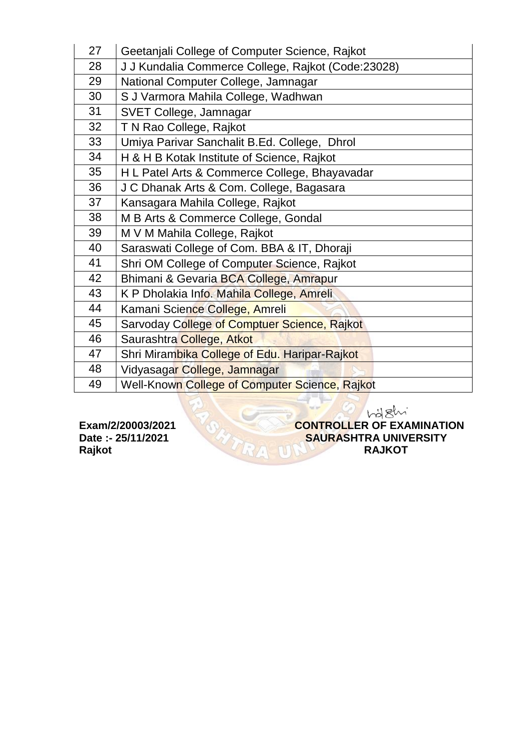| | |
|---|---|
| 27 | Geetanjali College of Computer Science, Rajkot |
| 28 | J J Kundalia Commerce College, Rajkot (Code:23028) |
| 29 | National Computer College, Jamnagar |
| 30 | S J Varmora Mahila College, Wadhwan |
| 31 | SVET College, Jamnagar |
| 32 | T N Rao College, Rajkot |
| 33 | Umiya Parivar Sanchalit B.Ed. College, Dhrol |
| 34 | H & H B Kotak Institute of Science, Rajkot |
| 35 | H L Patel Arts & Commerce College, Bhayavadar |
| 36 | J C Dhanak Arts & Com. College, Bagasara |
| 37 | Kansagara Mahila College, Rajkot |
| 38 | M B Arts & Commerce College, Gondal |
| 39 | M V M Mahila College, Rajkot |
| 40 | Saraswati College of Com. BBA & IT, Dhoraji |
| 41 | Shri OM College of Computer Science, Rajkot |
| 42 | Bhimani & Gevaria BCA College, Amrapur |
| 43 | K P Dholakia Info. Mahila College, Amreli |
| 44 | Kamani Science College, Amreli |
| 45 | Sarvoday College of Comptuer Science, Rajkot |
| 46 | Saurashtra College, Atkot |
| 47 | Shri Mirambika College of Edu. Haripar-Rajkot |
| 48 | Vidyasagar College, Jamnagar |
| 49 | Well-Known College of Computer Science, Rajkot |

**Exam/2/20003/2021**
**Date :- 25/11/2021**
**Rajkot**

**CONTROLLER OF EXAMINATION**
**SAURASHTRA UNIVERSITY**
**RAJKOT**